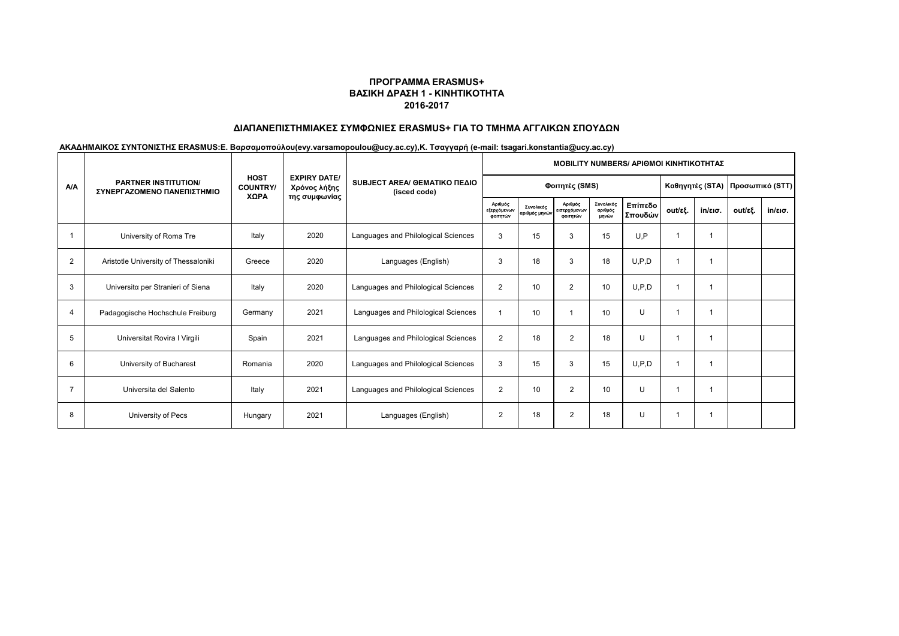**ΠΡΟΓΡΑΜΜΑ ERASMUS+**
**ΒΑΣΙΚΗ ΔΡΑΣΗ 1 - ΚΙΝΗΤΙΚΟΤΗΤΑ**
**2016-2017**

**ΔΙΑΠΑΝΕΠΙΣΤΗΜΙΑΚΕΣ ΣΥΜΦΩΝΙΕΣ ERASMUS+ ΓΙΑ ΤΟ ΤΜΗΜΑ ΑΓΓΛΙΚΩΝ ΣΠΟΥΔΩΝ**

**ΑΚΑΔΗΜΑΙΚΟΣ ΣΥΝΤΟΝΙΣΤΗΣ ERASMUS:Ε. Βαρσαμοπούλου(evy.varsamopoulou@ucy.ac.cy),Κ. Τσαγγαρή (e-mail: tsagari.konstantia@ucy.ac.cy)**

| A/A | PARTNER INSTITUTION/ ΣΥΝΕΡΓΑΖΟΜΕΝΟ ΠΑΝΕΠΙΣΤΗΜΙΟ | HOST COUNTRY/ ΧΩΡΑ | EXPIRY DATE/ Χρόνος λήξης της συμφωνίας | SUBJECT AREA/ ΘΕΜΑΤΙΚΟ ΠΕΔΙΟ (isced code) | MOBILITY NUMBERS/ ΑΡΙΘΜΟΙ ΚΙΝΗΤΙΚΟΤΗΤΑΣ | | | | | | | | |
|---|---|---|---|---|---|---|---|---|---|---|---|---|---|
| | | | | | Φοιτητές (SMS) | | | | | Καθηγητές (STA) | | Προσωπικό (STT) | |
| | | | | | Αριθμός εξερχόμενων φοιτητών | Συνολικός αριθμός μηνών | Αριθμός εισερχόμενων φοιτητών | Συνολικός αριθμός μηνών | Επίπεδο Σπουδών | out/εξ. | in/εισ. | out/εξ. | in/εισ. |
| 1 | University of Roma Tre | Italy | 2020 | Languages and Philological Sciences | 3 | 15 | 3 | 15 | U,P | 1 | 1 | | |
| 2 | Aristotle University of Thessaloniki | Greece | 2020 | Languages (English) | 3 | 18 | 3 | 18 | U,P,D | 1 | 1 | | |
| 3 | Universitα per Stranieri of Siena | Italy | 2020 | Languages and Philological Sciences | 2 | 10 | 2 | 10 | U,P,D | 1 | 1 | | |
| 4 | Padagogische Hochschule Freiburg | Germany | 2021 | Languages and Philological Sciences | 1 | 10 | 1 | 10 | U | 1 | 1 | | |
| 5 | Universitat Rovira I Virgili | Spain | 2021 | Languages and Philological Sciences | 2 | 18 | 2 | 18 | U | 1 | 1 | | |
| 6 | University of Bucharest | Romania | 2020 | Languages and Philological Sciences | 3 | 15 | 3 | 15 | U,P,D | 1 | 1 | | |
| 7 | Universita del Salento | Italy | 2021 | Languages and Philological Sciences | 2 | 10 | 2 | 10 | U | 1 | 1 | | |
| 8 | University of Pecs | Hungary | 2021 | Languages (English) | 2 | 18 | 2 | 18 | U | 1 | 1 | | |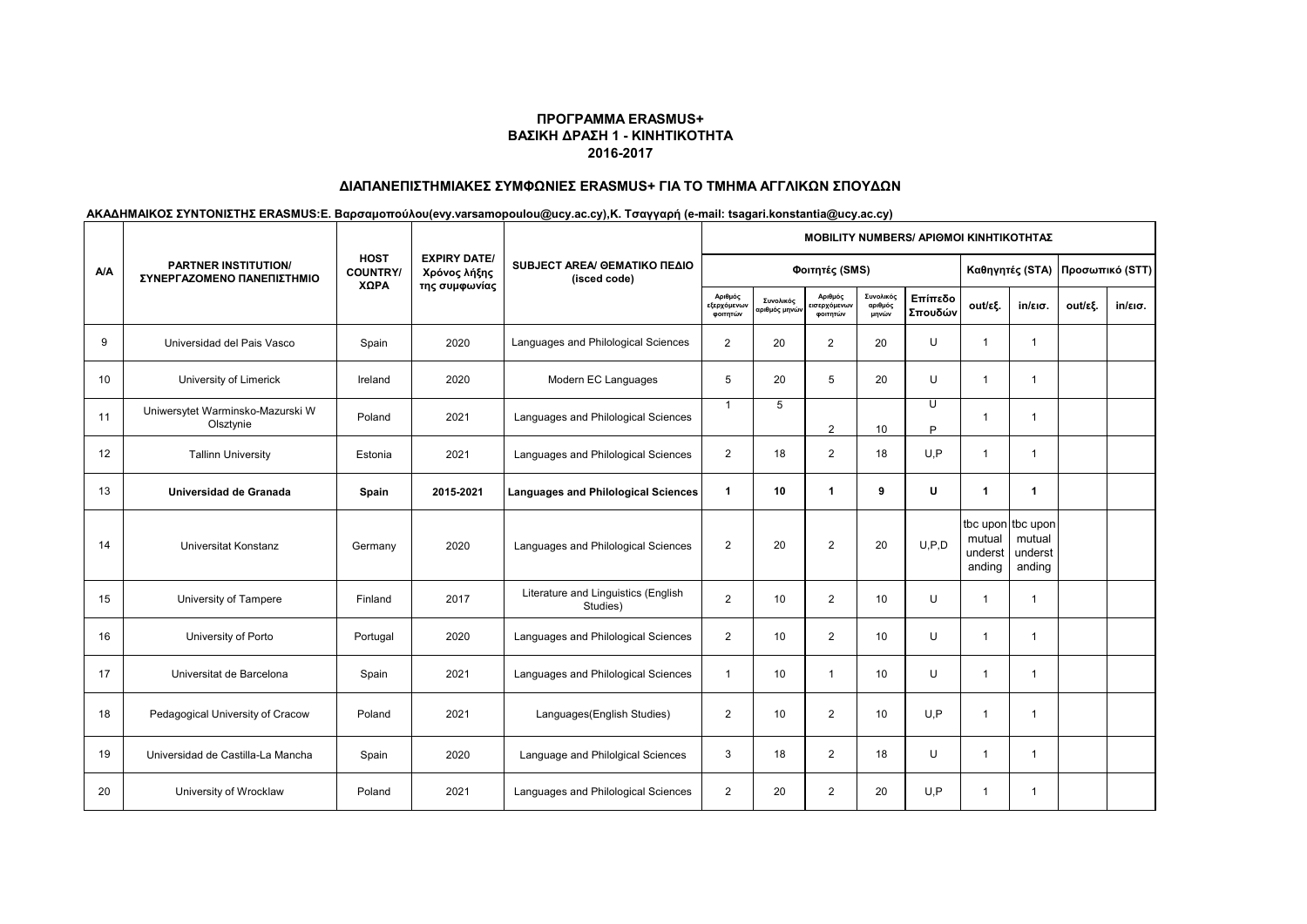**ΠΡΟΓΡΑΜΜΑ ERASMUS+**
**ΒΑΣΙΚΗ ΔΡΑΣΗ 1 - ΚΙΝΗΤΙΚΟΤΗΤΑ**
**2016-2017**

**ΔΙΑΠΑΝΕΠΙΣΤΗΜΙΑΚΕΣ ΣΥΜΦΩΝΙΕΣ ERASMUS+ ΓΙΑ ΤΟ ΤΜΗΜΑ ΑΓΓΛΙΚΩΝ ΣΠΟΥΔΩΝ**

**ΑΚΑΔΗΜΑΙΚΟΣ ΣΥΝΤΟΝΙΣΤΗΣ ERASMUS:Ε. Βαρσαμοπούλου(evy.varsamopoulou@ucy.ac.cy),Κ. Τσαγγαρή (e-mail: tsagari.konstantia@ucy.ac.cy)**

| A/A | PARTNER INSTITUTION/ ΣΥΝΕΡΓΑΖΟΜΕΝΟ ΠΑΝΕΠΙΣΤΗΜΙΟ | HOST COUNTRY/ ΧΩΡΑ | EXPIRY DATE/ Χρόνος λήξης της συμφωνίας | SUBJECT AREA/ ΘΕΜΑΤΙΚΟ ΠΕΔΙΟ (isced code) | MOBILITY NUMBERS/ ΑΡΙΘΜΟΙ ΚΙΝΗΤΙΚΟΤΗΤΑΣ | | | | | | | | |
|---|---|---|---|---|---|---|---|---|---|---|---|---|---|
| | | | | | Φοιτητές (SMS) | | | | | Καθηγητές (STA) | | Προσωπικό (STT) | |
| | | | | | Αριθμός εξερχόμενων φοιτητών | Συνολικός αριθμός μηνών | Αριθμός εισερχόμενων φοιτητών | Συνολικός αριθμός μηνών | Επίπεδο Σπουδών | out/εξ. | in/εισ. | out/εξ. | in/εισ. |
| 9 | Universidad del Pais Vasco | Spain | 2020 | Languages and Philological Sciences | 2 | 20 | 2 | 20 | U | 1 | 1 | | |
| 10 | University of Limerick | Ireland | 2020 | Modern EC Languages | 5 | 20 | 5 | 20 | U | 1 | 1 | | |
| 11 | Uniwersytet Warminsko-Mazurski W Olsztynie | Poland | 2021 | Languages and Philological Sciences | 1 | 5 | 2 | 10 | U P | 1 | 1 | | |
| 12 | Tallinn University | Estonia | 2021 | Languages and Philological Sciences | 2 | 18 | 2 | 18 | U,P | 1 | 1 | | |
| **13** | **Universidad de Granada** | **Spain** | **2015-2021** | **Languages and Philological Sciences** | **1** | **10** | **1** | **9** | **U** | **1** | **1** | | |
| 14 | Universitat Konstanz | Germany | 2020 | Languages and Philological Sciences | 2 | 20 | 2 | 20 | U,P,D | tbc upon mutual understanding | tbc upon mutual understanding | | |
| 15 | University of Tampere | Finland | 2017 | Literature and Linguistics (English Studies) | 2 | 10 | 2 | 10 | U | 1 | 1 | | |
| 16 | University of Porto | Portugal | 2020 | Languages and Philological Sciences | 2 | 10 | 2 | 10 | U | 1 | 1 | | |
| 17 | Universitat de Barcelona | Spain | 2021 | Languages and Philological Sciences | 1 | 10 | 1 | 10 | U | 1 | 1 | | |
| 18 | Pedagogical University of Cracow | Poland | 2021 | Languages(English Studies) | 2 | 10 | 2 | 10 | U,P | 1 | 1 | | |
| 19 | Universidad de Castilla-La Mancha | Spain | 2020 | Language and Philolgical Sciences | 3 | 18 | 2 | 18 | U | 1 | 1 | | |
| 20 | University of Wrocklaw | Poland | 2021 | Languages and Philological Sciences | 2 | 20 | 2 | 20 | U,P | 1 | 1 | | |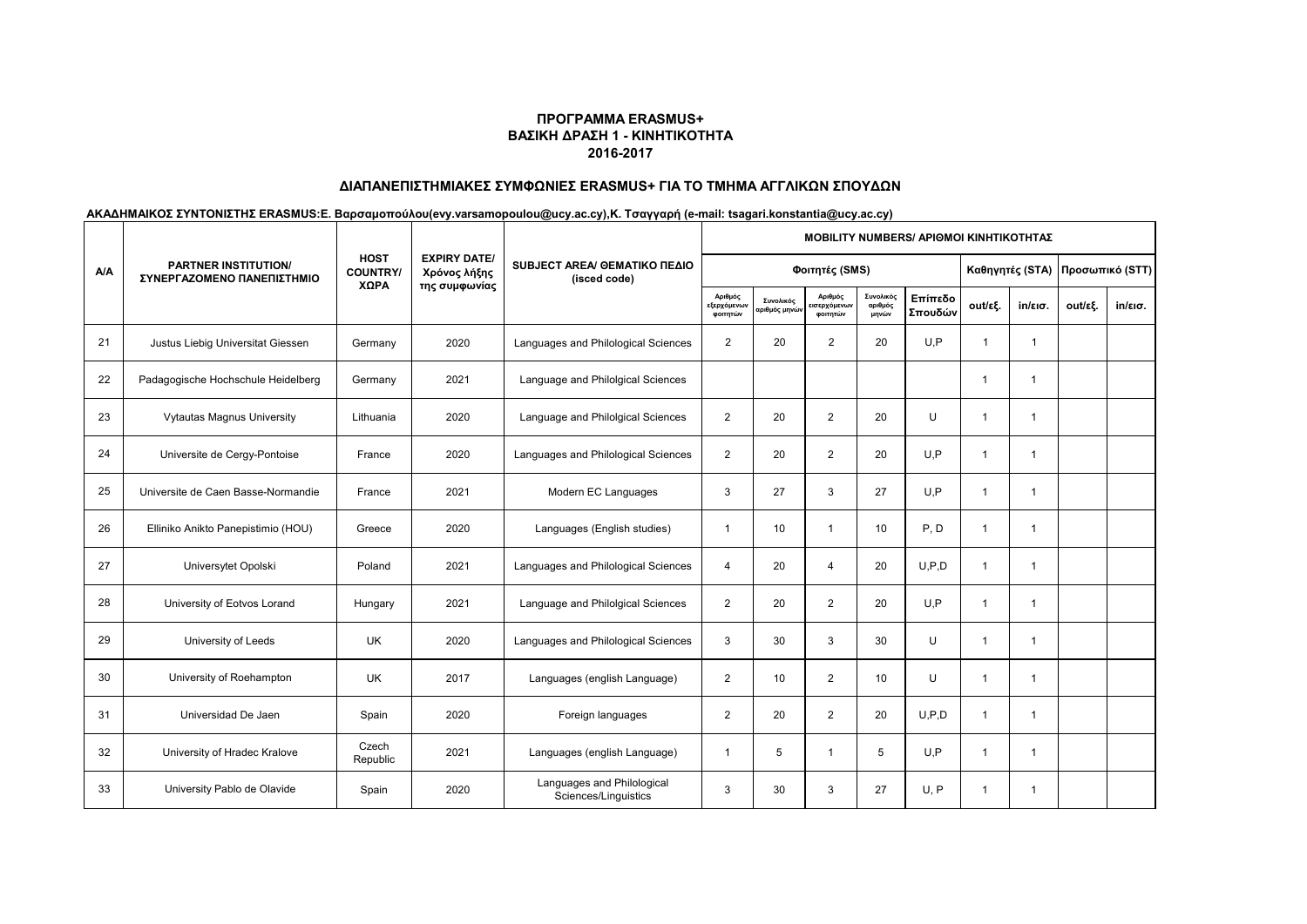**ΠΡΟΓΡΑΜΜΑ ERASMUS+**
**ΒΑΣΙΚΗ ΔΡΑΣΗ 1 - ΚΙΝΗΤΙΚΟΤΗΤΑ**
**2016-2017**

**ΔΙΑΠΑΝΕΠΙΣΤΗΜΙΑΚΕΣ ΣΥΜΦΩΝΙΕΣ ERASMUS+ ΓΙΑ ΤΟ ΤΜΗΜΑ ΑΓΓΛΙΚΩΝ ΣΠΟΥΔΩΝ**

**ΑΚΑΔΗΜΑΙΚΟΣ ΣΥΝΤΟΝΙΣΤΗΣ ERASMUS:Ε. Βαρσαμοπούλου(evy.varsamopoulou@ucy.ac.cy),Κ. Τσαγγαρή (e-mail: tsagari.konstantia@ucy.ac.cy)**

| A/A | PARTNER INSTITUTION/ ΣΥΝΕΡΓΑΖΟΜΕΝΟ ΠΑΝΕΠΙΣΤΗΜΙΟ | HOST COUNTRY/ ΧΩΡΑ | EXPIRY DATE/ Χρόνος λήξης της συμφωνίας | SUBJECT AREA/ ΘΕΜΑΤΙΚΟ ΠΕΔΙΟ (isced code) | MOBILITY NUMBERS/ ΑΡΙΘΜΟΙ ΚΙΝΗΤΙΚΟΤΗΤΑΣ | | | | | | | | |
|---|---|---|---|---|---|---|---|---|---|---|---|---|---|
| | | | | | Φοιτητές (SMS) | | | | | Καθηγητές (STA) | | Προσωπικό (STT) | |
| | | | | | Αριθμός εξερχόμενων φοιτητών | Συνολικός αριθμός μηνών | Αριθμός εισερχόμενων φοιτητών | Συνολικός αριθμός μηνών | Επίπεδο Σπουδών | out/εξ. | in/εισ. | out/εξ. | in/εισ. |
| 21 | Justus Liebig Universitat Giessen | Germany | 2020 | Languages and Philological Sciences | 2 | 20 | 2 | 20 | U,P | 1 | 1 | | |
| 22 | Padagogische Hochschule Heidelberg | Germany | 2021 | Language and Philolgical Sciences | | | | | | 1 | 1 | | |
| 23 | Vytautas Magnus University | Lithuania | 2020 | Language and Philolgical Sciences | 2 | 20 | 2 | 20 | U | 1 | 1 | | |
| 24 | Universite de Cergy-Pontoise | France | 2020 | Languages and Philological Sciences | 2 | 20 | 2 | 20 | U,P | 1 | 1 | | |
| 25 | Universite de Caen Basse-Normandie | France | 2021 | Modern EC Languages | 3 | 27 | 3 | 27 | U,P | 1 | 1 | | |
| 26 | Elliniko Anikto Panepistimio (HOU) | Greece | 2020 | Languages (English studies) | 1 | 10 | 1 | 10 | P, D | 1 | 1 | | |
| 27 | Universytet Opolski | Poland | 2021 | Languages and Philological Sciences | 4 | 20 | 4 | 20 | U,P,D | 1 | 1 | | |
| 28 | University of Eotvos Lorand | Hungary | 2021 | Language and Philolgical Sciences | 2 | 20 | 2 | 20 | U,P | 1 | 1 | | |
| 29 | University of Leeds | UK | 2020 | Languages and Philological Sciences | 3 | 30 | 3 | 30 | U | 1 | 1 | | |
| 30 | University of Roehampton | UK | 2017 | Languages (english Language) | 2 | 10 | 2 | 10 | U | 1 | 1 | | |
| 31 | Universidad De Jaen | Spain | 2020 | Foreign languages | 2 | 20 | 2 | 20 | U,P,D | 1 | 1 | | |
| 32 | University of Hradec Kralove | Czech Republic | 2021 | Languages (english Language) | 1 | 5 | 1 | 5 | U,P | 1 | 1 | | |
| 33 | University Pablo de Olavide | Spain | 2020 | Languages and Philological Sciences/Linguistics | 3 | 30 | 3 | 27 | U, P | 1 | 1 | | |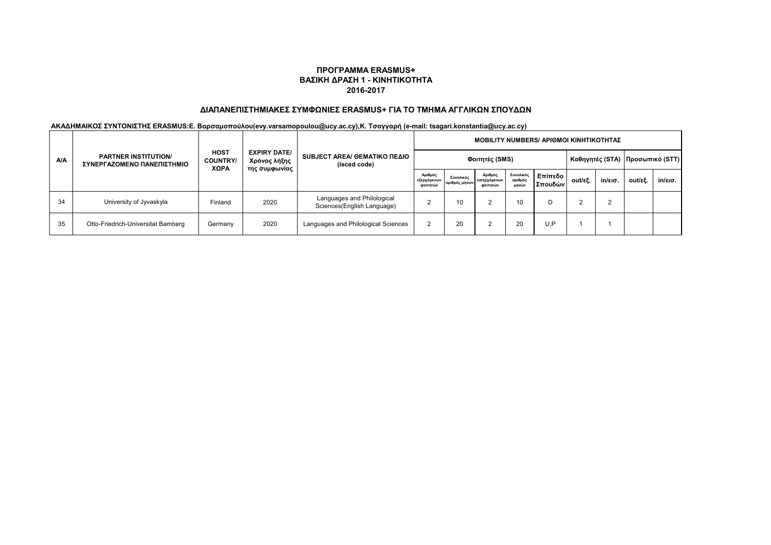**ΠΡΟΓΡΑΜΜΑ ERASMUS+**
**ΒΑΣΙΚΗ ΔΡΑΣΗ 1 - ΚΙΝΗΤΙΚΟΤΗΤΑ**
**2016-2017**

**ΔΙΑΠΑΝΕΠΙΣΤΗΜΙΑΚΕΣ ΣΥΜΦΩΝΙΕΣ ERASMUS+ ΓΙΑ ΤΟ ΤΜΗΜΑ ΑΓΓΛΙΚΩΝ ΣΠΟΥΔΩΝ**

**ΑΚΑΔΗΜΑΙΚΟΣ ΣΥΝΤΟΝΙΣΤΗΣ ERASMUS:Ε. Βαρσαμοπούλου(evy.varsamopoulou@ucy.ac.cy),Κ. Τσαγγαρή (e-mail: tsagari.konstantia@ucy.ac.cy)**

| A/A | PARTNER INSTITUTION/ ΣΥΝΕΡΓΑΖΟΜΕΝΟ ΠΑΝΕΠΙΣΤΗΜΙΟ | HOST COUNTRY/ ΧΩΡΑ | EXPIRY DATE/ Χρόνος λήξης της συμφωνίας | SUBJECT AREA/ ΘΕΜΑΤΙΚΟ ΠΕΔΙΟ (isced code) | MOBILITY NUMBERS/ ΑΡΙΘΜΟΙ ΚΙΝΗΤΙΚΟΤΗΤΑΣ | | | | | | | | |
|---|---|---|---|---|---|---|---|---|---|---|---|---|---|
| | | | | | Φοιτητές (SMS) | | | | | Καθηγητές (STA) | | Προσωπικό (STT) | |
| | | | | | Αριθμός εξερχόμενων φοιτητών | Συνολικός αριθμός μηνών | Αριθμός εισερχόμενων φοιτητών | Συνολικός αριθμός μηνών | Επίπεδο Σπουδών | out/εξ. | in/εισ. | out/εξ. | in/εισ. |
| 34 | University of Jyvaskyla | Finland | 2020 | Languages and Philological Sciences(English Language) | 2 | 10 | 2 | 10 | D | 2 | 2 | | |
| 35 | Otto-Friedrich-Universitat Bamberg | Germany | 2020 | Languages and Philological Sciences | 2 | 20 | 2 | 20 | U,P | 1 | 1 | | |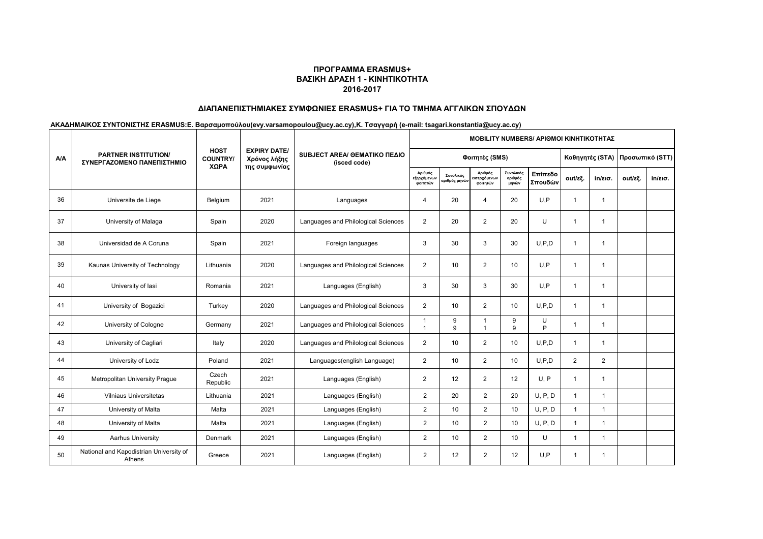**ΠΡΟΓΡΑΜΜΑ ERASMUS+**
**ΒΑΣΙΚΗ ΔΡΑΣΗ 1 - ΚΙΝΗΤΙΚΟΤΗΤΑ**
**2016-2017**

**ΔΙΑΠΑΝΕΠΙΣΤΗΜΙΑΚΕΣ ΣΥΜΦΩΝΙΕΣ ERASMUS+ ΓΙΑ ΤΟ ΤΜΗΜΑ ΑΓΓΛΙΚΩΝ ΣΠΟΥΔΩΝ**

**ΑΚΑΔΗΜΑΙΚΟΣ ΣΥΝΤΟΝΙΣΤΗΣ ERASMUS:Ε. Βαρσαμοπούλου(evy.varsamopoulou@ucy.ac.cy),Κ. Τσαγγαρή (e-mail: tsagari.konstantia@ucy.ac.cy)**

| A/A | PARTNER INSTITUTION/ ΣΥΝΕΡΓΑΖΟΜΕΝΟ ΠΑΝΕΠΙΣΤΗΜΙΟ | HOST COUNTRY/ ΧΩΡΑ | EXPIRY DATE/ Χρόνος λήξης της συμφωνίας | SUBJECT AREA/ ΘΕΜΑΤΙΚΟ ΠΕΔΙΟ (isced code) | MOBILITY NUMBERS/ ΑΡΙΘΜΟΙ ΚΙΝΗΤΙΚΟΤΗΤΑΣ | | | | | | | | |
|---|---|---|---|---|---|---|---|---|---|---|---|---|---|
| | | | | | Φοιτητές (SMS) | | | | | Καθηγητές (STA) | | Προσωπικό (STT) | |
| | | | | | Αριθμός εξερχόμενων φοιτητών | Συνολικός αριθμός μηνών | Αριθμός εισερχόμενων φοιτητών | Συνολικός αριθμός μηνών | Επίπεδο Σπουδών | out/εξ. | in/εισ. | out/εξ. | in/εισ. |
| 36 | Universite de Liege | Belgium | 2021 | Languages | 4 | 20 | 4 | 20 | U,P | 1 | 1 | | |
| 37 | University of Malaga | Spain | 2020 | Languages and Philological Sciences | 2 | 20 | 2 | 20 | U | 1 | 1 | | |
| 38 | Universidad de A Coruna | Spain | 2021 | Foreign languages | 3 | 30 | 3 | 30 | U,P,D | 1 | 1 | | |
| 39 | Kaunas University of Technology | Lithuania | 2020 | Languages and Philological Sciences | 2 | 10 | 2 | 10 | U,P | 1 | 1 | | |
| 40 | University of Iasi | Romania | 2021 | Languages (English) | 3 | 30 | 3 | 30 | U,P | 1 | 1 | | |
| 41 | University of Bogazici | Turkey | 2020 | Languages and Philological Sciences | 2 | 10 | 2 | 10 | U,P,D | 1 | 1 | | |
| 42 | University of Cologne | Germany | 2021 | Languages and Philological Sciences | 1<br>1 | 9<br>9 | 1<br>1 | 9<br>9 | U<br>P | 1 | 1 | | |
| 43 | University of Cagliari | Italy | 2020 | Languages and Philological Sciences | 2 | 10 | 2 | 10 | U,P,D | 1 | 1 | | |
| 44 | University of Lodz | Poland | 2021 | Languages(english Language) | 2 | 10 | 2 | 10 | U,P,D | 2 | 2 | | |
| 45 | Metropolitan University Prague | Czech Republic | 2021 | Languages (English) | 2 | 12 | 2 | 12 | U, P | 1 | 1 | | |
| 46 | Vilniaus Universitetas | Lithuania | 2021 | Languages (English) | 2 | 20 | 2 | 20 | U, P, D | 1 | 1 | | |
| 47 | University of Malta | Malta | 2021 | Languages (English) | 2 | 10 | 2 | 10 | U, P, D | 1 | 1 | | |
| 48 | University of Malta | Malta | 2021 | Languages (English) | 2 | 10 | 2 | 10 | U, P, D | 1 | 1 | | |
| 49 | Aarhus University | Denmark | 2021 | Languages (English) | 2 | 10 | 2 | 10 | U | 1 | 1 | | |
| 50 | National and Kapodistrian University of Athens | Greece | 2021 | Languages (English) | 2 | 12 | 2 | 12 | U,P | 1 | 1 | | |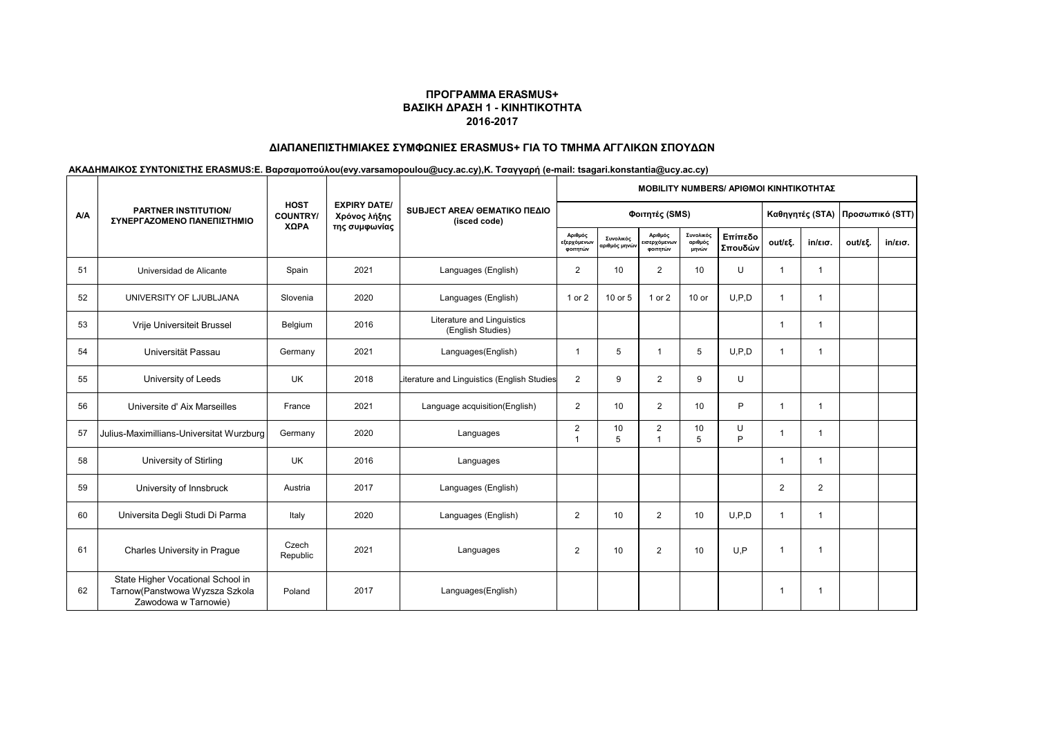**ΠΡΟΓΡΑΜΜΑ ERASMUS+**
**ΒΑΣΙΚΗ ΔΡΑΣΗ 1 - ΚΙΝΗΤΙΚΟΤΗΤΑ**
**2016-2017**

**ΔΙΑΠΑΝΕΠΙΣΤΗΜΙΑΚΕΣ ΣΥΜΦΩΝΙΕΣ ERASMUS+ ΓΙΑ ΤΟ ΤΜΗΜΑ ΑΓΓΛΙΚΩΝ ΣΠΟΥΔΩΝ**

**ΑΚΑΔΗΜΑΙΚΟΣ ΣΥΝΤΟΝΙΣΤΗΣ ERASMUS:Ε. Βαρσαμοπούλου(evy.varsamopoulou@ucy.ac.cy),Κ. Τσαγγαρή (e-mail: tsagari.konstantia@ucy.ac.cy)**

| Α/Α | PARTNER INSTITUTION/ ΣΥΝΕΡΓΑΖΟΜΕΝΟ ΠΑΝΕΠΙΣΤΗΜΙΟ | HOST COUNTRY/ ΧΩΡΑ | EXPIRY DATE/ Χρόνος λήξης της συμφωνίας | SUBJECT AREA/ ΘΕΜΑΤΙΚΟ ΠΕΔΙΟ (isced code) | MOBILITY NUMBERS/ ΑΡΙΘΜΟΙ ΚΙΝΗΤΙΚΟΤΗΤΑΣ | | | | | | | | |
|---|---|---|---|---|---|---|---|---|---|---|---|---|---|
| | | | | | Φοιτητές (SMS) | | | | | Καθηγητές (STA) | | Προσωπικό (STT) | |
| | | | | | Αριθμός εξερχόμενων φοιτητών | Συνολικός αριθμός μηνών | Αριθμός εισερχόμενων φοιτητών | Συνολικός αριθμός μηνών | Επίπεδο Σπουδών | out/εξ. | in/εισ. | out/εξ. | in/εισ. |
| 51 | Universidad de Alicante | Spain | 2021 | Languages (English) | 2 | 10 | 2 | 10 | U | 1 | 1 | | |
| 52 | UNIVERSITY OF LJUBLJANA | Slovenia | 2020 | Languages (English) | 1 or 2 | 10 or 5 | 1 or 2 | 10 or | U,P,D | 1 | 1 | | |
| 53 | Vrije Universiteit Brussel | Belgium | 2016 | Literature and Linguistics (English Studies) | | | | | | 1 | 1 | | |
| 54 | Universität Passau | Germany | 2021 | Languages(English) | 1 | 5 | 1 | 5 | U,P,D | 1 | 1 | | |
| 55 | University of Leeds | UK | 2018 | Literature and Linguistics (English Studies | 2 | 9 | 2 | 9 | U | | | | |
| 56 | Universite d' Aix Marseilles | France | 2021 | Language acquisition(English) | 2 | 10 | 2 | 10 | P | 1 | 1 | | |
| 57 | Julius-Maximillians-Universitat Wurzburg | Germany | 2020 | Languages | 2<br>1 | 10<br>5 | 2<br>1 | 10<br>5 | U<br>P | 1 | 1 | | |
| 58 | University of Stirling | UK | 2016 | Languages | | | | | | 1 | 1 | | |
| 59 | University of Innsbruck | Austria | 2017 | Languages (English) | | | | | | 2 | 2 | | |
| 60 | Universita Degli Studi Di Parma | Italy | 2020 | Languages (English) | 2 | 10 | 2 | 10 | U,P,D | 1 | 1 | | |
| 61 | Charles University in Prague | Czech Republic | 2021 | Languages | 2 | 10 | 2 | 10 | U,P | 1 | 1 | | |
| 62 | State Higher Vocational School in Tarnow(Panstwowa Wyzsza Szkola Zawodowa w Tarnowie) | Poland | 2017 | Languages(English) | | | | | | 1 | 1 | | |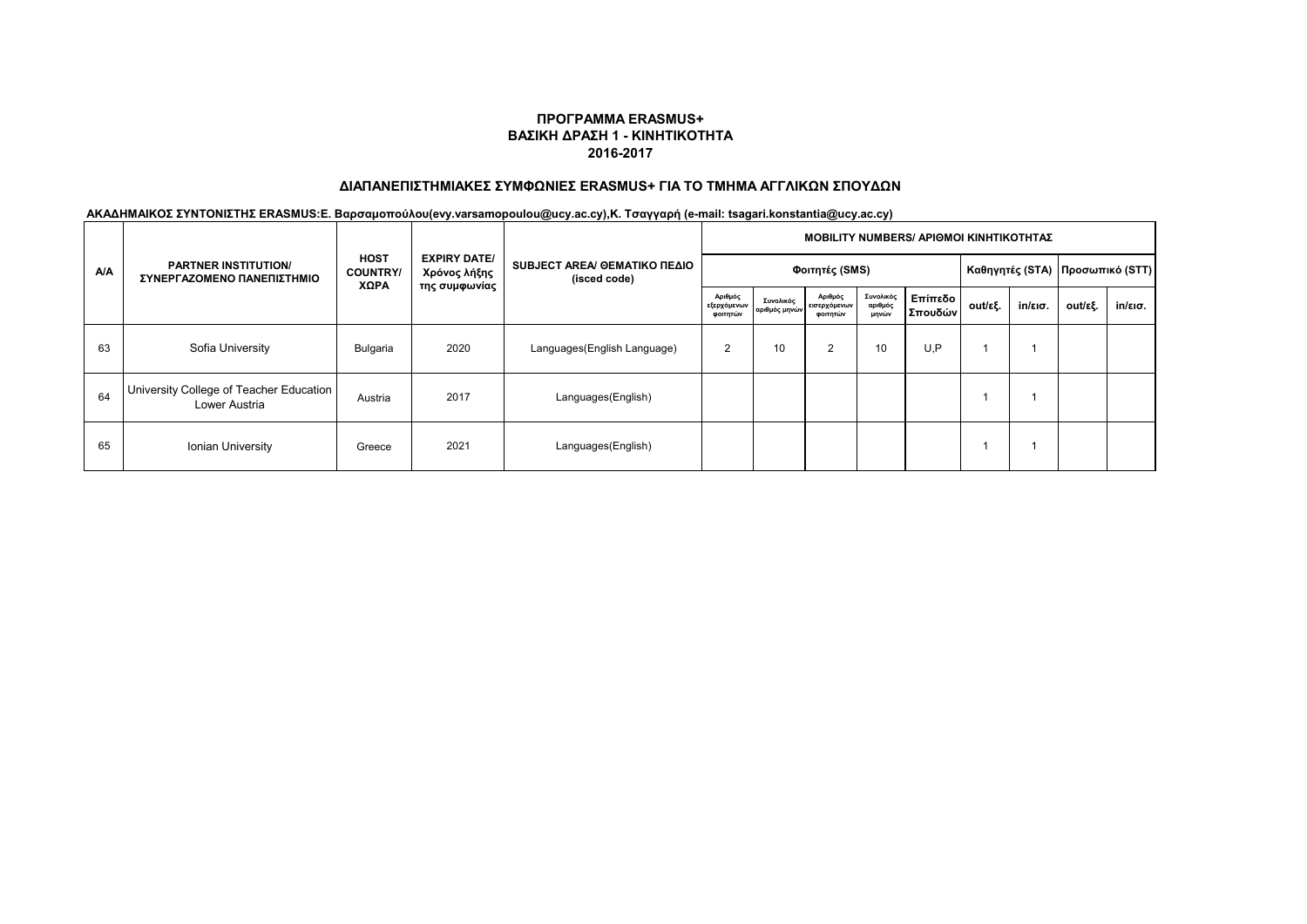**ΠΡΟΓΡΑΜΜΑ ERASMUS+**
**ΒΑΣΙΚΗ ΔΡΑΣΗ 1 - ΚΙΝΗΤΙΚΟΤΗΤΑ**
**2016-2017**

**ΔΙΑΠΑΝΕΠΙΣΤΗΜΙΑΚΕΣ ΣΥΜΦΩΝΙΕΣ ERASMUS+ ΓΙΑ ΤΟ ΤΜΗΜΑ ΑΓΓΛΙΚΩΝ ΣΠΟΥΔΩΝ**

**ΑΚΑΔΗΜΑΙΚΟΣ ΣΥΝΤΟΝΙΣΤΗΣ ERASMUS:Ε. Βαρσαμοπούλου(evy.varsamopoulou@ucy.ac.cy),Κ. Τσαγγαρή (e-mail: tsagari.konstantia@ucy.ac.cy)**

| Α/Α | PARTNER INSTITUTION/ ΣΥΝΕΡΓΑΖΟΜΕΝΟ ΠΑΝΕΠΙΣΤΗΜΙΟ | HOST COUNTRY/ ΧΩΡΑ | EXPIRY DATE/ Χρόνος λήξης της συμφωνίας | SUBJECT AREA/ ΘΕΜΑΤΙΚΟ ΠΕΔΙΟ (isced code) | MOBILITY NUMBERS/ ΑΡΙΘΜΟΙ ΚΙΝΗΤΙΚΟΤΗΤΑΣ | | | | | | | | |
|---|---|---|---|---|---|---|---|---|---|---|---|---|---|
| | | | | | Φοιτητές (SMS) | | | | | Καθηγητές (STA) | | Προσωπικό (STT) | |
| | | | | | Αριθμός εξερχόμενων φοιτητών | Συνολικός αριθμός μηνών | Αριθμός εισερχόμενων φοιτητών | Συνολικός αριθμός μηνών | Επίπεδο Σπουδών | out/εξ. | in/εισ. | out/εξ. | in/εισ. |
| 63 | Sofia University | Bulgaria | 2020 | Languages(English Language) | 2 | 10 | 2 | 10 | U,P | 1 | 1 | | |
| 64 | University College of Teacher Education Lower Austria | Austria | 2017 | Languages(English) | | | | | | 1 | 1 | | |
| 65 | Ionian University | Greece | 2021 | Languages(English) | | | | | | 1 | 1 | | |